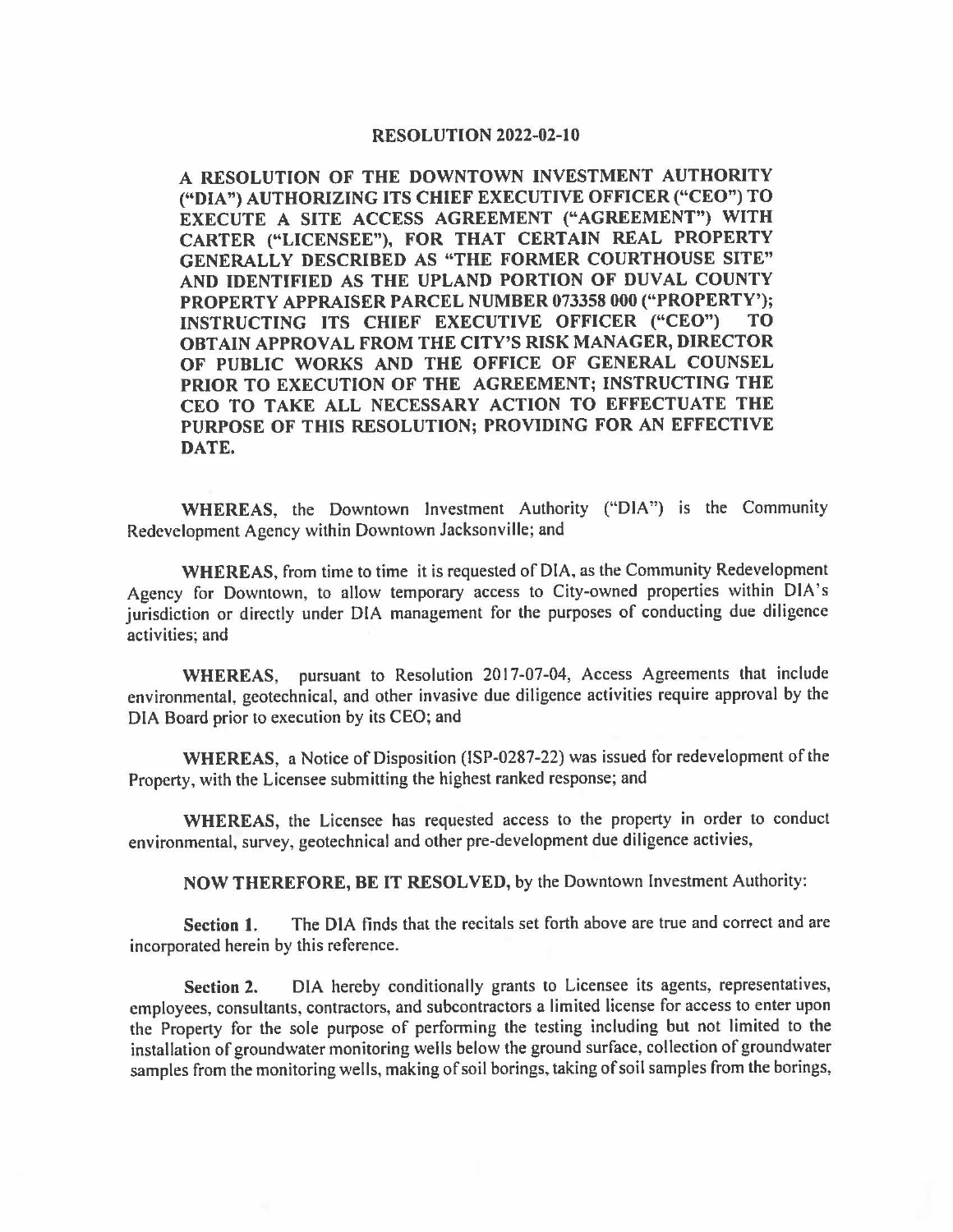# RESOLUTION 2022-02-10

**A RESOLUTION OF THE DOWNTOWN INVESTMENT AUTHORITY ("DIA") AUTHORIZING ITS CHIEF EXECUTIVE OFFICER ("CEO") TO EXECUTE A SITE ACCESS AGREEMENT ("AGREEMENT") WITH CARTER ("LICENSEE"), FOR THAT CERTAIN REAL PROPERTY GENERALLY DESCRIBED AS "THE FORMER COURTHOUSE SITE" AND IDENTIFIED AS THE UPLAND PORTION OF DUVAL COUNTY PROPERTY APPRAISER PARCEL NUMBER 073358 000 ("PROPERTY'); INSTRUCTING ITS CHIEF EXECUTIVE OFFICER ("CEO") TO OBTAIN APPROVAL FROM THE CITY'S RISK MANAGER, DIRECTOR OF PUBLIC WORKS AND THE OFFICE OF GENERAL COUNSEL PRIOR TO EXECUTION OF THE AGREEMENT; INSTRUCTING THE CEO TO TAKE ALL NECESSARY ACTION TO EFFECTUATE THE PURPOSE OF THIS RESOLUTION; PROVIDING FOR AN EFFECTIVE DATE.**

**WHEREAS**, the Downtown Investment Authority ("DIA") is the Community Redevelopment Agency within Downtown Jacksonville; and

**WHEREAS**, from time to time it is requested of DIA, as the Community Redevelopment Agency for Downtown, to allow temporary access to City-owned properties within DIA's jurisdiction or directly under DIA management for the purposes of conducting due diligence activities; and

**WHEREAS**, pursuant to Resolution 2017-07-04, Access Agreements that include environmental, geotechnical, and other invasive due diligence activities require approval by the DIA Board prior to execution by its CEO; and

**WHEREAS**, a Notice of Disposition (ISP-0287-22) was issued for redevelopment of the Property, with the Licensee submitting the highest ranked response; and

**WHEREAS**, the Licensee has requested access to the property in order to conduct environmental, survey, geotechnical and other pre-development due diligence activies,

**NOW THEREFORE, BE IT RESOLVED,** by the Downtown Investment Authority:

**Section 1.** The DIA finds that the recitals set forth above are true and correct and are incorporated herein by this reference.

**Section 2.** DIA hereby conditionally grants to Licensee its agents, representatives, employees, consultants, contractors, and subcontractors a limited license for access to enter upon the Property for the sole purpose of performing the testing including but not limited to the installation of groundwater monitoring wells below the ground surface, collection of groundwater samples from the monitoring wells, making of soil borings, taking of soil samples from the borings,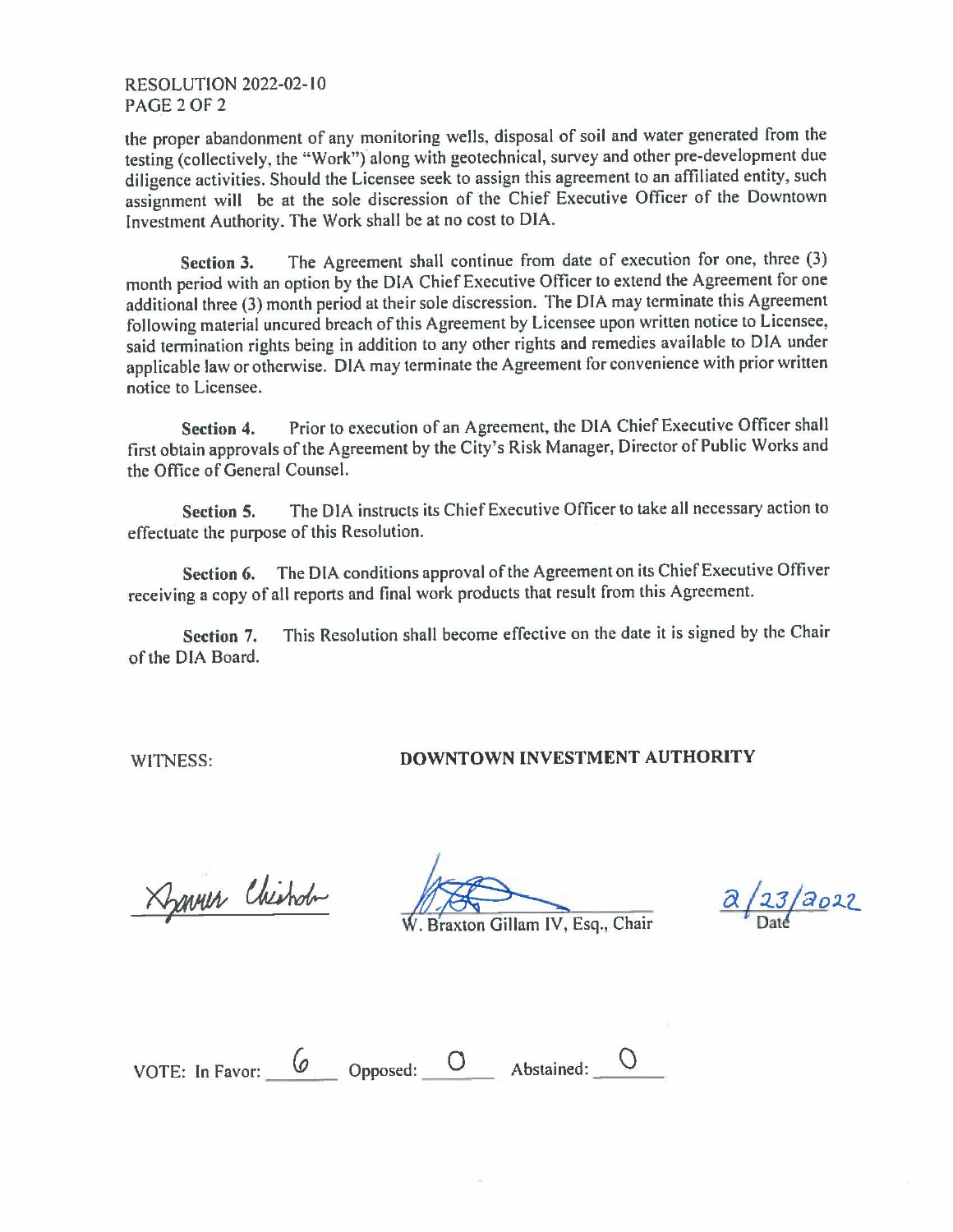the proper abandonment of any monitoring wells, disposal of soil and water generated from the testing (collectively, the "Work") along with geotechnical, survey and other pre-development due diligence activities. Should the Licensee seek to assign this agreement to an affiliated entity, such assignment will be at the sole discression of the Chief Executive Officer of the Downtown Investment Authority. The Work shall be at no cost to DIA.

**Section 3.** The Agreement shall continue from date of execution for one, three (3) month period with an option by the DIA Chief Executive Officer to extend the Agreement for one additional three (3) month period at their sole discression. The DIA may terminate this Agreement following material uncured breach of this Agreement by Licensee upon written notice to Licensee, said termination rights being in addition to any other rights and remedies available to DIA under applicable law or otherwise. DIA may terminate the Agreement for convenience with prior written notice to Licensee.

**Section 4.** Prior to execution of an Agreement, the DIA Chief Executive Officer shall first obtain approvals of the Agreement by the City's Risk Manager, Director of Public Works and the Office of General Counsel.

**Section 5.** The DIA instructs its Chief Executive Officer to take all necessary action to effectuate the purpose of this Resolution.

**Section 6.** The DIA conditions approval of the Agreement on its Chief Executive Offiver receiving a copy of all reports and final work products that result from this Agreement.

**Section 7.** This Resolution shall become effective on the date it is signed by the Chair of the DIA Board.

WITNESS: **DOWNTOWN INVESTMENT AUTHORITY**

[Signature]

W. Braxton Gillam IV, Esq., Chair

2/23/2022
Date

VOTE: In Favor: 6 Opposed: 0 Abstained: 0